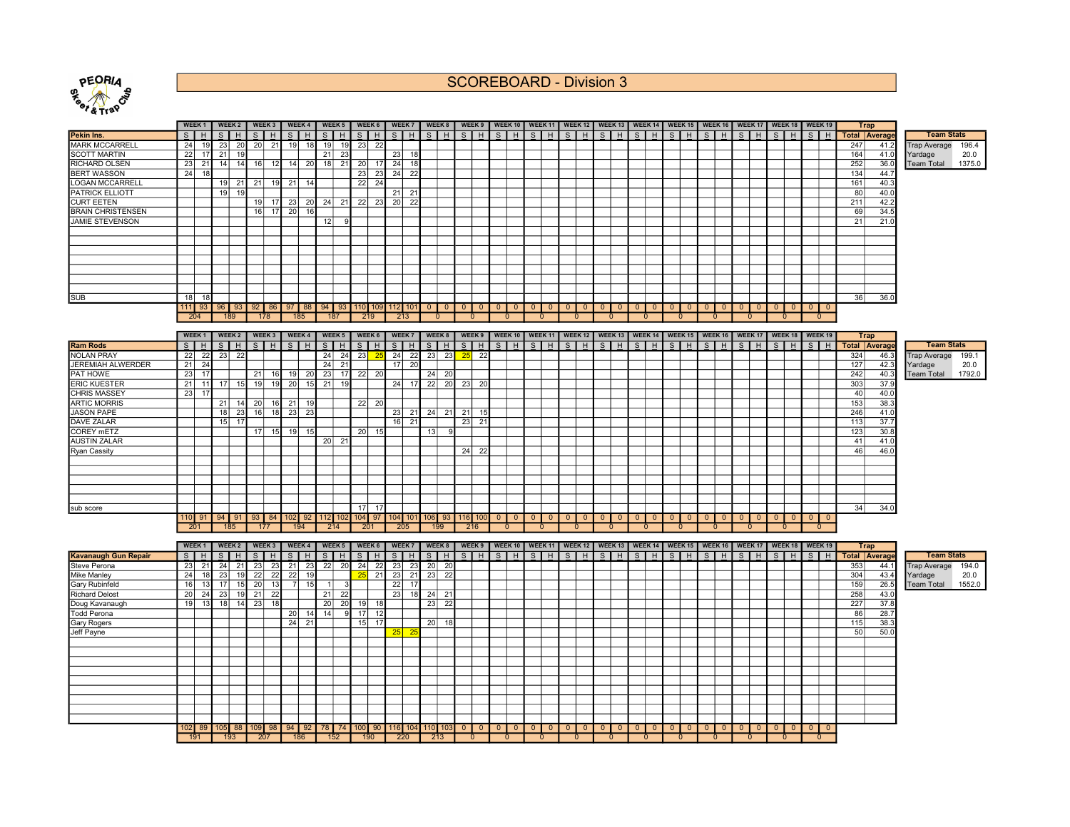# SCOREBOARD - Division 3

Peoria Skeet & Trap Club

| | WEEK 1 | | WEEK 2 | | WEEK 3 | | WEEK 4 | | WEEK 5 | | WEEK 6 | | WEEK 7 | | WEEK 8 | | WEEK 9 | | WEEK 10 | | WEEK 11 | | WEEK 12 | | WEEK 13 | | WEEK 14 | | WEEK 15 | | WEEK 16 | | WEEK 17 | | WEEK 18 | | WEEK 19 | | Trap | |
|---|---|---|---|---|---|---|---|---|---|---|---|---|---|---|---|---|---|---|---|---|---|---|---|---|---|---|---|---|---|---|---|---|---|---|---|---|---|---|---|---|
| **Pekin Ins.** | S | H | S | H | S | H | S | H | S | H | S | H | S | H | S | H | S | H | S | H | S | H | S | H | S | H | S | H | S | H | S | H | S | H | S | H | S | H | **Total** | **Average** |
| MARK MCCARRELL | 24 | 19 | 23 | 20 | 20 | 21 | 19 | 18 | 19 | 19 | 23 | 22 | | | | | | | | | | | | | | | | | | | | | | | | | | | 247 | 41.2 |
| SCOTT MARTIN | 22 | 17 | 21 | 19 | | | | | 21 | 23 | | | 23 | 18 | | | | | | | | | | | | | | | | | | | | | | | | | 164 | 41.0 |
| RICHARD OLSEN | 23 | 21 | 14 | 14 | 16 | 12 | 14 | 20 | 18 | 21 | 20 | 17 | 24 | 18 | | | | | | | | | | | | | | | | | | | | | | | | | 252 | 36.0 |
| BERT WASSON | 24 | 18 | | | | | | | | | 23 | 23 | 24 | 22 | | | | | | | | | | | | | | | | | | | | | | | | | 134 | 44.7 |
| LOGAN MCCARRELL | | | 19 | 21 | 21 | 19 | 21 | 14 | | | 22 | 24 | | | | | | | | | | | | | | | | | | | | | | | | | | | 161 | 40.3 |
| PATRICK ELLIOTT | | | 19 | 19 | | | | | | | | | 21 | 21 | | | | | | | | | | | | | | | | | | | | | | | | | 80 | 40.0 |
| CURT EETEN | | | | | 19 | 17 | 23 | 20 | 24 | 21 | 22 | 23 | 20 | 22 | | | | | | | | | | | | | | | | | | | | | | | | | 211 | 42.2 |
| BRAIN CHRISTENSEN | | | | | 16 | 17 | 20 | 16 | | | | | | | | | | | | | | | | | | | | | | | | | | | | | | | 69 | 34.5 |
| JAMIE STEVENSON | | | | | | | | | 12 | 9 | | | | | | | | | | | | | | | | | | | | | | | | | | | | | 21 | 21.0 |
| SUB | 18 | 18 | | | | | | | | | | | | | | | | | | | | | | | | | | | | | | | | | | | | | 36 | 36.0 |
| | 111 | 93 | 96 | 93 | 92 | 86 | 97 | 88 | 94 | 93 | 110 | 109 | 112 | 101 | 0 | 0 | 0 | 0 | 0 | 0 | 0 | 0 | 0 | 0 | 0 | 0 | 0 | 0 | 0 | 0 | 0 | 0 | 0 | 0 | 0 | 0 | 0 | 0 | | |
| | 204 | | 189 | | 178 | | 185 | | 187 | | 219 | | 213 | | 0 | | 0 | | 0 | | 0 | | 0 | | 0 | | 0 | | 0 | | 0 | | 0 | | 0 | | 0 | | | |

| Team Stats | |
|---|---|
| Trap Average | 196.4 |
| Yardage | 20.0 |
| Team Total | 1375.0 |

| | WEEK 1 | | WEEK 2 | | WEEK 3 | | WEEK 4 | | WEEK 5 | | WEEK 6 | | WEEK 7 | | WEEK 8 | | WEEK 9 | | WEEK 10 | | WEEK 11 | | WEEK 12 | | WEEK 13 | | WEEK 14 | | WEEK 15 | | WEEK 16 | | WEEK 17 | | WEEK 18 | | WEEK 19 | | Trap | |
|---|---|---|---|---|---|---|---|---|---|---|---|---|---|---|---|---|---|---|---|---|---|---|---|---|---|---|---|---|---|---|---|---|---|---|---|---|---|---|---|---|
| **Ram Rods** | S | H | S | H | S | H | S | H | S | H | S | H | S | H | S | H | S | H | S | H | S | H | S | H | S | H | S | H | S | H | S | H | S | H | S | H | S | H | **Total** | **Average** |
| NOLAN PRAY | 22 | 22 | 23 | 22 | | | | | 24 | 24 | 23 | 25 | 24 | 22 | 23 | 23 | 25 | 22 | | | | | | | | | | | | | | | | | | | | | 324 | 46.3 |
| JEREMIAH ALWERDER | 21 | 24 | | | | | | | 24 | 21 | | | 17 | 20 | | | | | | | | | | | | | | | | | | | | | | | | | 127 | 42.3 |
| PAT HOWE | 23 | 17 | | | 21 | 16 | 19 | 20 | 23 | 17 | 22 | 20 | | | 24 | 20 | | | | | | | | | | | | | | | | | | | | | | | 242 | 40.3 |
| ERIC KUESTER | 21 | 11 | 17 | 15 | 19 | 19 | 20 | 15 | 21 | 19 | | | 24 | 17 | 22 | 20 | 23 | 20 | | | | | | | | | | | | | | | | | | | | | 303 | 37.9 |
| CHRIS MASSEY | 23 | 17 | | | | | | | | | | | | | | | | | | | | | | | | | | | | | | | | | | | | | 40 | 40.0 |
| ARTIC MORRIS | | | 21 | 14 | 20 | 16 | 21 | 19 | | | 22 | 20 | | | | | | | | | | | | | | | | | | | | | | | | | | | 153 | 38.3 |
| JASON PAPE | | | 18 | 23 | 16 | 18 | 23 | 23 | | | | | 23 | 21 | 24 | 21 | 21 | 15 | | | | | | | | | | | | | | | | | | | | | 246 | 41.0 |
| DAVE ZALAR | | | 15 | 17 | | | | | | | | | 16 | 21 | | | 23 | 21 | | | | | | | | | | | | | | | | | | | | | 113 | 37.7 |
| COREY mETZ | | | | | 17 | 15 | 19 | 15 | | | 20 | 15 | | | 13 | 9 | | | | | | | | | | | | | | | | | | | | | | | 123 | 30.8 |
| AUSTIN ZALAR | | | | | | | | | 20 | 21 | | | | | | | | | | | | | | | | | | | | | | | | | | | | | 41 | 41.0 |
| Ryan Cassity | | | | | | | | | | | | | | | | | 24 | 22 | | | | | | | | | | | | | | | | | | | | | 46 | 46.0 |
| sub score | | | | | | | | | | | 17 | 17 | | | | | | | | | | | | | | | | | | | | | | | | | | | 34 | 34.0 |
| | 110 | 91 | 94 | 91 | 93 | 84 | 102 | 92 | 112 | 102 | 104 | 97 | 104 | 101 | 106 | 93 | 116 | 100 | 0 | 0 | 0 | 0 | 0 | 0 | 0 | 0 | 0 | 0 | 0 | 0 | 0 | 0 | 0 | 0 | 0 | 0 | 0 | 0 | | |
| | 201 | | 185 | | 177 | | 194 | | 214 | | 201 | | 205 | | 199 | | 216 | | 0 | | 0 | | 0 | | 0 | | 0 | | 0 | | 0 | | 0 | | 0 | | 0 | | | |

| Team Stats | |
|---|---|
| Trap Average | 199.1 |
| Yardage | 20.0 |
| Team Total | 1792.0 |

| | WEEK 1 | | WEEK 2 | | WEEK 3 | | WEEK 4 | | WEEK 5 | | WEEK 6 | | WEEK 7 | | WEEK 8 | | WEEK 9 | | WEEK 10 | | WEEK 11 | | WEEK 12 | | WEEK 13 | | WEEK 14 | | WEEK 15 | | WEEK 16 | | WEEK 17 | | WEEK 18 | | WEEK 19 | | Trap | |
|---|---|---|---|---|---|---|---|---|---|---|---|---|---|---|---|---|---|---|---|---|---|---|---|---|---|---|---|---|---|---|---|---|---|---|---|---|---|---|---|---|
| **Kavanaugh Gun Repair** | S | H | S | H | S | H | S | H | S | H | S | H | S | H | S | H | S | H | S | H | S | H | S | H | S | H | S | H | S | H | S | H | S | H | S | H | S | H | **Total** | **Average** |
| Steve Perona | 23 | 21 | 24 | 21 | 23 | 23 | 21 | 23 | 22 | 20 | 24 | 22 | 23 | 23 | 20 | 20 | | | | | | | | | | | | | | | | | | | | | | | 353 | 44.1 |
| Mike Manley | 24 | 18 | 23 | 19 | 22 | 22 | 22 | 19 | | | 25 | 21 | 23 | 21 | 23 | 22 | | | | | | | | | | | | | | | | | | | | | | | 304 | 43.4 |
| Gary Rubinfeld | 16 | 13 | 17 | 15 | 20 | 13 | 7 | 15 | 1 | 3 | | | 22 | 17 | | | | | | | | | | | | | | | | | | | | | | | | | 159 | 26.5 |
| Richard Delost | 20 | 24 | 23 | 19 | 21 | 22 | | | 21 | 22 | | | 23 | 18 | 24 | 21 | | | | | | | | | | | | | | | | | | | | | | | 258 | 43.0 |
| Doug Kavanaugh | 19 | 13 | 18 | 14 | 23 | 18 | | | 20 | 20 | 19 | 18 | | | 23 | 22 | | | | | | | | | | | | | | | | | | | | | | | 227 | 37.8 |
| Todd Perona | | | | | | | 20 | 14 | 14 | 9 | 17 | 12 | | | | | | | | | | | | | | | | | | | | | | | | | | | 86 | 28.7 |
| Gary Rogers | | | | | | | 24 | 21 | | | 15 | 17 | | | 20 | 18 | | | | | | | | | | | | | | | | | | | | | | | 115 | 38.3 |
| Jeff Payne | | | | | | | | | | | | | 25 | 25 | | | | | | | | | | | | | | | | | | | | | | | | | 50 | 50.0 |
| | 102 | 89 | 105 | 88 | 109 | 98 | 94 | 92 | 78 | 74 | 100 | 90 | 116 | 104 | 110 | 103 | 0 | 0 | 0 | 0 | 0 | 0 | 0 | 0 | 0 | 0 | 0 | 0 | 0 | 0 | 0 | 0 | 0 | 0 | 0 | 0 | 0 | 0 | | |
| | 191 | | 193 | | 207 | | 186 | | 152 | | 190 | | 220 | | 213 | | 0 | | 0 | | 0 | | 0 | | 0 | | 0 | | 0 | | 0 | | 0 | | 0 | | 0 | | | |

| Team Stats | |
|---|---|
| Trap Average | 194.0 |
| Yardage | 20.0 |
| Team Total | 1552.0 |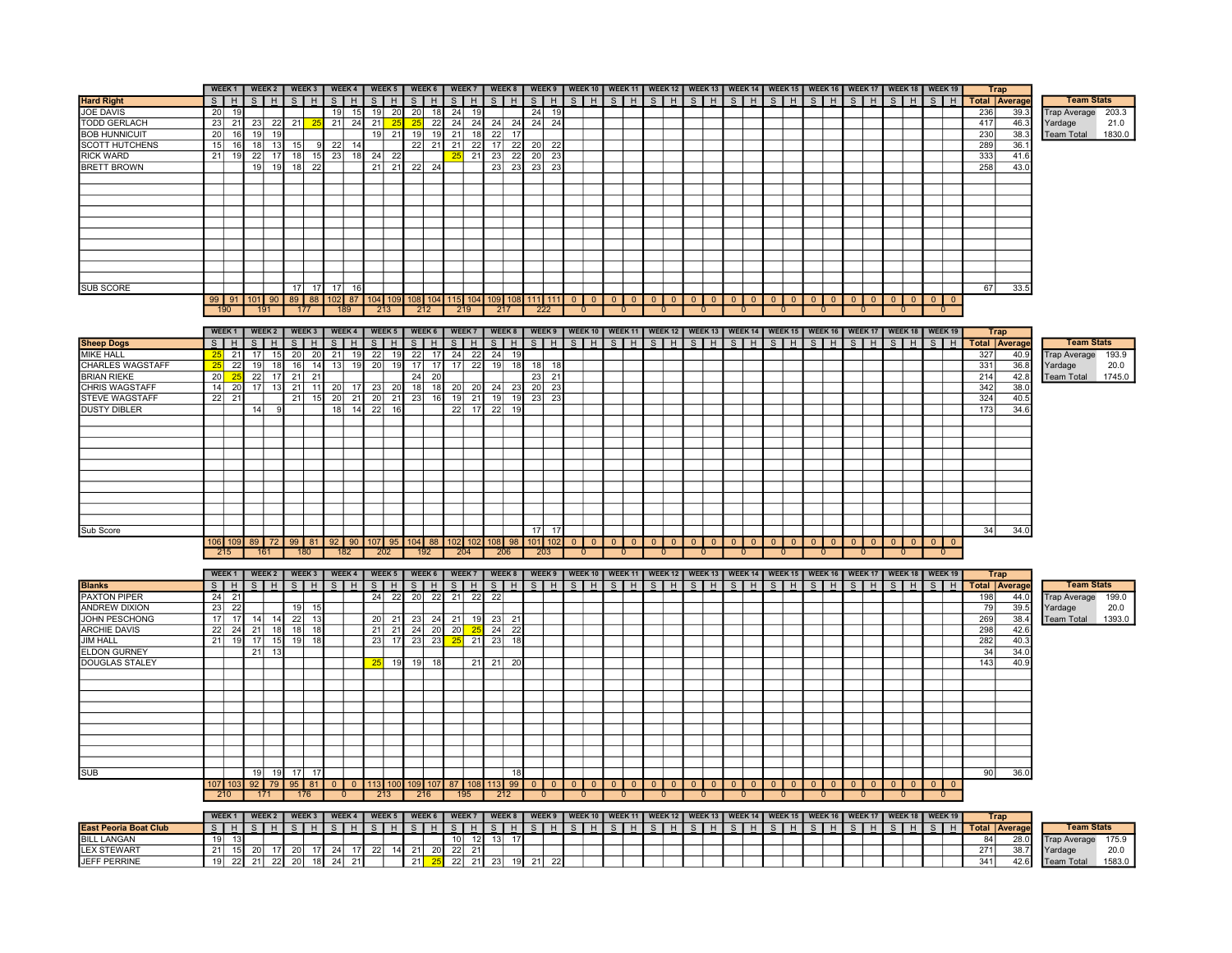| Hard Right | WEEK 1 | | WEEK 2 | | WEEK 3 | | WEEK 4 | | WEEK 5 | | WEEK 6 | | WEEK 7 | | WEEK 8 | | WEEK 9 | | WEEK 10 | | WEEK 11 | | WEEK 12 | | WEEK 13 | | WEEK 14 | | WEEK 15 | | WEEK 16 | | WEEK 17 | | WEEK 18 | | WEEK 19 | | Trap | |
|---|---|---|---|---|---|---|---|---|---|---|---|---|---|---|---|---|---|---|---|---|---|---|---|---|---|---|---|---|---|---|---|---|---|---|---|---|---|---|---|---|
| | S | H | S | H | S | H | S | H | S | H | S | H | S | H | S | H | S | H | S | H | S | H | S | H | S | H | S | H | S | H | S | H | S | H | S | H | S | H | Total | Average |
| JOE DAVIS | 20 | 19 | | | | | 19 | 15 | 19 | 20 | 20 | 18 | 24 | 19 | | | 24 | 19 | | | | | | | | | | | | | | | | | | | | | 236 | 39.3 |
| TODD GERLACH | 23 | 21 | 23 | 22 | 21 | 25 | 21 | 24 | 21 | 25 | 25 | 22 | 24 | 24 | 24 | 24 | 24 | 24 | | | | | | | | | | | | | | | | | | | | | 417 | 46.3 |
| BOB HUNNICUIT | 20 | 16 | 19 | 19 | | | | | 19 | 21 | 19 | 19 | 21 | 18 | 22 | 17 | | | | | | | | | | | | | | | | | | | | | | | 230 | 38.3 |
| SCOTT HUTCHENS | 15 | 16 | 18 | 13 | 15 | 9 | 22 | 14 | | | 22 | 21 | 21 | 22 | 17 | 22 | 20 | 22 | | | | | | | | | | | | | | | | | | | | | 289 | 36.1 |
| RICK WARD | 21 | 19 | 22 | 17 | 18 | 15 | 23 | 18 | 24 | 22 | | | 25 | 21 | 23 | 22 | 20 | 23 | | | | | | | | | | | | | | | | | | | | | 333 | 41.6 |
| BRETT BROWN | | | 19 | 19 | 18 | 22 | | | 21 | 21 | 22 | 24 | | | 23 | 23 | 23 | 23 | | | | | | | | | | | | | | | | | | | | | 258 | 43.0 |
| SUB SCORE | | | | | 17 | 17 | 17 | 16 | | | | | | | | | | | | | | | | | | | | | | | | | | | | | | | 67 | 33.5 |
| | 99 | 91 | 101 | 90 | 89 | 88 | 102 | 87 | 104 | 109 | 108 | 104 | 115 | 104 | 109 | 108 | 111 | 111 | 0 | 0 | 0 | 0 | 0 | 0 | 0 | 0 | 0 | 0 | 0 | 0 | 0 | 0 | 0 | 0 | 0 | 0 | 0 | 0 | | |
| | 190 | | 191 | | 177 | | 189 | | 213 | | 212 | | 219 | | 217 | | 222 | | 0 | | 0 | | 0 | | 0 | | 0 | | 0 | | 0 | | 0 | | 0 | | 0 | | | |

| Team Stats | |
|---|---|
| Trap Average | 203.3 |
| Yardage | 21.0 |
| Team Total | 1830.0 |

| Sheep Dogs | WEEK 1 | | WEEK 2 | | WEEK 3 | | WEEK 4 | | WEEK 5 | | WEEK 6 | | WEEK 7 | | WEEK 8 | | WEEK 9 | | WEEK 10 | | WEEK 11 | | WEEK 12 | | WEEK 13 | | WEEK 14 | | WEEK 15 | | WEEK 16 | | WEEK 17 | | WEEK 18 | | WEEK 19 | | Trap | |
|---|---|---|---|---|---|---|---|---|---|---|---|---|---|---|---|---|---|---|---|---|---|---|---|---|---|---|---|---|---|---|---|---|---|---|---|---|---|---|---|---|
| | S | H | S | H | S | H | S | H | S | H | S | H | S | H | S | H | S | H | S | H | S | H | S | H | S | H | S | H | S | H | S | H | S | H | S | H | S | H | Total | Average |
| MIKE HALL | 25 | 21 | 17 | 15 | 20 | 20 | 21 | 19 | 22 | 19 | 22 | 17 | 24 | 22 | 24 | 19 | | | | | | | | | | | | | | | | | | | | | | | 327 | 40.9 |
| CHARLES WAGSTAFF | 25 | 22 | 19 | 18 | 16 | 14 | 13 | 19 | 20 | 19 | 17 | 17 | 17 | 22 | 19 | 18 | 18 | 18 | | | | | | | | | | | | | | | | | | | | | 331 | 36.8 |
| BRIAN RIEKE | 20 | 25 | 22 | 17 | 21 | 21 | | | | | 24 | 20 | | | | | 23 | 21 | | | | | | | | | | | | | | | | | | | | | 214 | 42.8 |
| CHRIS WAGSTAFF | 14 | 20 | 17 | 13 | 21 | 11 | 20 | 17 | 23 | 20 | 18 | 18 | 20 | 20 | 24 | 23 | 20 | 23 | | | | | | | | | | | | | | | | | | | | | 342 | 38.0 |
| STEVE WAGSTAFF | 22 | 21 | | | 21 | 15 | 20 | 21 | 20 | 21 | 23 | 16 | 19 | 21 | 19 | 19 | 23 | 23 | | | | | | | | | | | | | | | | | | | | | 324 | 40.5 |
| DUSTY DIBLER | | | 14 | 9 | | | 18 | 14 | 22 | 16 | | | 22 | 17 | 22 | 19 | | | | | | | | | | | | | | | | | | | | | | | 173 | 34.6 |
| Sub Score | | | | | | | | | | | | | | | | | 17 | 17 | | | | | | | | | | | | | | | | | | | | | 34 | 34.0 |
| | 106 | 109 | 89 | 72 | 99 | 81 | 92 | 90 | 107 | 95 | 104 | 88 | 102 | 102 | 108 | 98 | 101 | 102 | 0 | 0 | 0 | 0 | 0 | 0 | 0 | 0 | 0 | 0 | 0 | 0 | 0 | 0 | 0 | 0 | 0 | 0 | 0 | 0 | | |
| | 215 | | 161 | | 180 | | 182 | | 202 | | 192 | | 204 | | 206 | | 203 | | 0 | | 0 | | 0 | | 0 | | 0 | | 0 | | 0 | | 0 | | 0 | | 0 | | | |

| Team Stats | |
|---|---|
| Trap Average | 193.9 |
| Yardage | 20.0 |
| Team Total | 1745.0 |

| Blanks | WEEK 1 | | WEEK 2 | | WEEK 3 | | WEEK 4 | | WEEK 5 | | WEEK 6 | | WEEK 7 | | WEEK 8 | | WEEK 9 | | WEEK 10 | | WEEK 11 | | WEEK 12 | | WEEK 13 | | WEEK 14 | | WEEK 15 | | WEEK 16 | | WEEK 17 | | WEEK 18 | | WEEK 19 | | Trap | |
|---|---|---|---|---|---|---|---|---|---|---|---|---|---|---|---|---|---|---|---|---|---|---|---|---|---|---|---|---|---|---|---|---|---|---|---|---|---|---|---|---|
| | S | H | S | H | S | H | S | H | S | H | S | H | S | H | S | H | S | H | S | H | S | H | S | H | S | H | S | H | S | H | S | H | S | H | S | H | S | H | Total | Average |
| PAXTON PIPER | 24 | 21 | | | | | | | 24 | 22 | 20 | 22 | 21 | 22 | 22 | | | | | | | | | | | | | | | | | | | | | | | | 198 | 44.0 |
| ANDREW DIXION | 23 | 22 | | | 19 | 15 | | | | | | | | | | | | | | | | | | | | | | | | | | | | | | | | | 79 | 39.5 |
| JOHN PESCHONG | 17 | 17 | 14 | 14 | 22 | 13 | | | 20 | 21 | 23 | 24 | 21 | 19 | 23 | 21 | | | | | | | | | | | | | | | | | | | | | | | 269 | 38.4 |
| ARCHIE DAVIS | 22 | 24 | 21 | 18 | 18 | 18 | | | 21 | 21 | 24 | 20 | 20 | 25 | 24 | 22 | | | | | | | | | | | | | | | | | | | | | | | 298 | 42.6 |
| JIM HALL | 21 | 19 | 17 | 15 | 19 | 18 | | | 23 | 17 | 23 | 23 | 25 | 21 | 23 | 18 | | | | | | | | | | | | | | | | | | | | | | | 282 | 40.3 |
| ELDON GURNEY | | | 21 | 13 | | | | | | | | | | | | | | | | | | | | | | | | | | | | | | | | | | | 34 | 34.0 |
| DOUGLAS STALEY | | | | | | | | | 25 | 19 | 19 | 18 | | 21 | 21 | 20 | | | | | | | | | | | | | | | | | | | | | | | 143 | 40.9 |
| SUB | | | 19 | 19 | 17 | 17 | | | | | | | | | | 18 | | | | | | | | | | | | | | | | | | | | | | | 90 | 36.0 |
| | 107 | 103 | 92 | 79 | 95 | 81 | 0 | 0 | 113 | 100 | 109 | 107 | 87 | 108 | 113 | 99 | 0 | 0 | 0 | 0 | 0 | 0 | 0 | 0 | 0 | 0 | 0 | 0 | 0 | 0 | 0 | 0 | 0 | 0 | 0 | 0 | 0 | 0 | | |
| | 210 | | 171 | | 176 | | 0 | | 213 | | 216 | | 195 | | 212 | | 0 | | 0 | | 0 | | 0 | | 0 | | 0 | | 0 | | 0 | | 0 | | 0 | | 0 | | | |

| Team Stats | |
|---|---|
| Trap Average | 199.0 |
| Yardage | 20.0 |
| Team Total | 1393.0 |

| East Peoria Boat Club | WEEK 1 | | WEEK 2 | | WEEK 3 | | WEEK 4 | | WEEK 5 | | WEEK 6 | | WEEK 7 | | WEEK 8 | | WEEK 9 | | WEEK 10 | | WEEK 11 | | WEEK 12 | | WEEK 13 | | WEEK 14 | | WEEK 15 | | WEEK 16 | | WEEK 17 | | WEEK 18 | | WEEK 19 | | Trap | |
|---|---|---|---|---|---|---|---|---|---|---|---|---|---|---|---|---|---|---|---|---|---|---|---|---|---|---|---|---|---|---|---|---|---|---|---|---|---|---|---|---|
| | S | H | S | H | S | H | S | H | S | H | S | H | S | H | S | H | S | H | S | H | S | H | S | H | S | H | S | H | S | H | S | H | S | H | S | H | S | H | Total | Average |
| BILL LANGAN | 19 | 13 | | | | | | | | | | | 10 | 12 | 13 | 17 | | | | | | | | | | | | | | | | | | | | | | | 84 | 28.0 |
| LEX STEWART | 21 | 15 | 20 | 17 | 20 | 17 | 24 | 17 | 22 | 14 | 21 | 20 | 22 | 21 | | | | | | | | | | | | | | | | | | | | | | | | | 271 | 38.7 |
| JEFF PERRINE | 19 | 22 | 21 | 22 | 20 | 18 | 24 | 21 | | | 21 | 25 | 22 | 21 | 23 | 19 | 21 | 22 | | | | | | | | | | | | | | | | | | | | | 341 | 42.6 |

| Team Stats | |
|---|---|
| Trap Average | 175.9 |
| Yardage | 20.0 |
| Team Total | 1583.0 |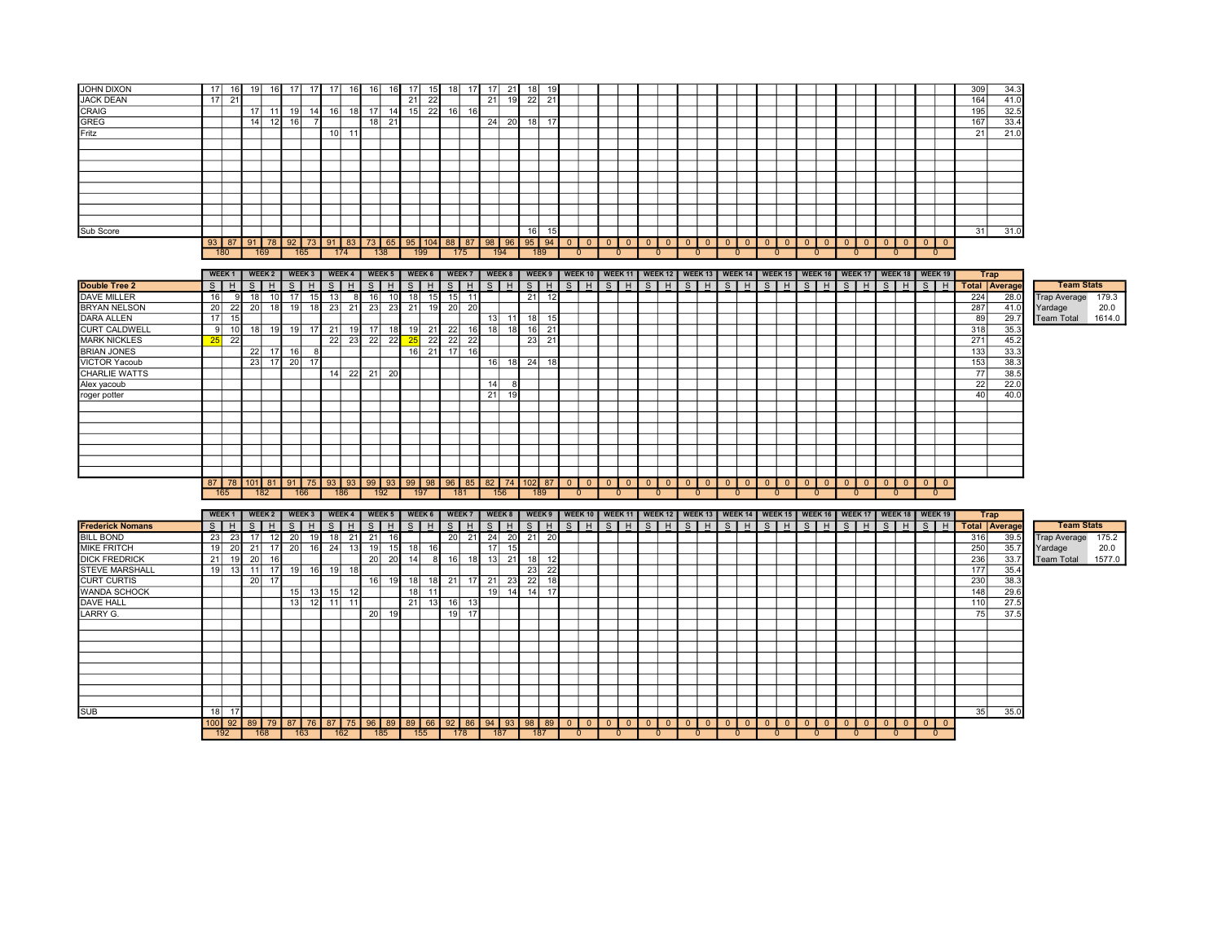| | | | | | | | | | | | | | | | | | | | | | | | | | | | | | | | | | | | | | | | | |
|---|---|---|---|---|---|---|---|---|---|---|---|---|---|---|---|---|---|---|---|---|---|---|---|---|---|---|---|---|---|---|---|---|---|---|---|---|---|---|---|---|
| JOHN DIXON | 17 | 16 | 19 | 16 | 17 | 17 | 17 | 16 | 16 | 16 | 17 | 15 | 18 | 17 | 17 | 21 | 18 | 19 | | | | | | | | | | | | | | | | | | | | | 309 | 34.3 |
| JACK DEAN | 17 | 21 | | | | | | | | | 21 | 22 | | | 21 | 19 | 22 | 21 | | | | | | | | | | | | | | | | | | | | | 164 | 41.0 |
| CRAIG | | | 17 | 11 | 19 | 14 | 16 | 18 | 17 | 14 | 15 | 22 | 16 | 16 | | | | | | | | | | | | | | | | | | | | | | | | | 195 | 32.5 |
| GREG | | | 14 | 12 | 16 | 7 | | | 18 | 21 | | | | | 24 | 20 | 18 | 17 | | | | | | | | | | | | | | | | | | | | | 167 | 33.4 |
| Fritz | | | | | | | 10 | 11 | | | | | | | | | | | | | | | | | | | | | | | | | | | | | | | 21 | 21.0 |
| Sub Score | | | | | | | | | | | | | | | | | 16 | 15 | | | | | | | | | | | | | | | | | | | | | 31 | 31.0 |
| | 93 | 87 | 91 | 78 | 92 | 73 | 91 | 83 | 73 | 65 | 95 | 104 | 88 | 87 | 98 | 96 | 95 | 94 | 0 | 0 | 0 | 0 | 0 | 0 | 0 | 0 | 0 | 0 | 0 | 0 | 0 | 0 | 0 | 0 | 0 | 0 | 0 | 0 | | |
| | 180 | | 169 | | 165 | | 174 | | 138 | | 199 | | 175 | | 194 | | 189 | | 0 | | 0 | | 0 | | 0 | | 0 | | 0 | | 0 | | 0 | | 0 | | 0 | | | |

| | WEEK 1 | | WEEK 2 | | WEEK 3 | | WEEK 4 | | WEEK 5 | | WEEK 6 | | WEEK 7 | | WEEK 8 | | WEEK 9 | | WEEK 10 | | WEEK 11 | | WEEK 12 | | WEEK 13 | | WEEK 14 | | WEEK 15 | | WEEK 16 | | WEEK 17 | | WEEK 18 | | WEEK 19 | | Trap | |
|---|---|---|---|---|---|---|---|---|---|---|---|---|---|---|---|---|---|---|---|---|---|---|---|---|---|---|---|---|---|---|---|---|---|---|---|---|---|---|---|---|
| **Double Tree 2** | S | H | S | H | S | H | S | H | S | H | S | H | S | H | S | H | S | H | S | H | S | H | S | H | S | H | S | H | S | H | S | H | S | H | S | H | S | H | Total | Average |
| DAVE MILLER | 16 | 9 | 18 | 10 | 17 | 15 | 13 | 8 | 16 | 10 | 18 | 15 | 15 | 11 | | | 21 | 12 | | | | | | | | | | | | | | | | | | | | | 224 | 28.0 |
| BRYAN NELSON | 20 | 22 | 20 | 18 | 19 | 18 | 23 | 21 | 23 | 23 | 21 | 19 | 20 | 20 | | | | | | | | | | | | | | | | | | | | | | | | | 287 | 41.0 |
| DARA ALLEN | 17 | 15 | | | | | | | | | | | | | 13 | 11 | 18 | 15 | | | | | | | | | | | | | | | | | | | | | 89 | 29.7 |
| CURT CALDWELL | 9 | 10 | 18 | 19 | 19 | 17 | 21 | 19 | 17 | 18 | 19 | 21 | 22 | 16 | 18 | 18 | 16 | 21 | | | | | | | | | | | | | | | | | | | | | 318 | 35.3 |
| MARK NICKLES | 25 | 22 | | | | | 22 | 23 | 22 | 22 | 25 | 22 | 22 | 22 | | | 23 | 21 | | | | | | | | | | | | | | | | | | | | | 271 | 45.2 |
| BRIAN JONES | | | 22 | 17 | 16 | 8 | | | | | 16 | 21 | 17 | 16 | | | | | | | | | | | | | | | | | | | | | | | | | 133 | 33.3 |
| VICTOR Yacoub | | | 23 | 17 | 20 | 17 | | | | | | | | | 16 | 18 | 24 | 18 | | | | | | | | | | | | | | | | | | | | | 153 | 38.3 |
| CHARLIE WATTS | | | | | | | 14 | 22 | 21 | 20 | | | | | | | | | | | | | | | | | | | | | | | | | | | | | 77 | 38.5 |
| Alex yacoub | | | | | | | | | | | | | | | 14 | 8 | | | | | | | | | | | | | | | | | | | | | | | 22 | 22.0 |
| roger potter | | | | | | | | | | | | | | | 21 | 19 | | | | | | | | | | | | | | | | | | | | | | | 40 | 40.0 |
| | 87 | 78 | 101 | 81 | 91 | 75 | 93 | 93 | 99 | 93 | 99 | 98 | 96 | 85 | 82 | 74 | 102 | 87 | 0 | 0 | 0 | 0 | 0 | 0 | 0 | 0 | 0 | 0 | 0 | 0 | 0 | 0 | 0 | 0 | 0 | 0 | 0 | 0 | | |
| | 165 | | 182 | | 166 | | 186 | | 192 | | 197 | | 181 | | 156 | | 189 | | 0 | | 0 | | 0 | | 0 | | 0 | | 0 | | 0 | | 0 | | 0 | | 0 | | | |

| Team Stats | |
|---|---|
| Trap Average | 179.3 |
| Yardage | 20.0 |
| Team Total | 1614.0 |

| | WEEK 1 | | WEEK 2 | | WEEK 3 | | WEEK 4 | | WEEK 5 | | WEEK 6 | | WEEK 7 | | WEEK 8 | | WEEK 9 | | WEEK 10 | | WEEK 11 | | WEEK 12 | | WEEK 13 | | WEEK 14 | | WEEK 15 | | WEEK 16 | | WEEK 17 | | WEEK 18 | | WEEK 19 | | Trap | |
|---|---|---|---|---|---|---|---|---|---|---|---|---|---|---|---|---|---|---|---|---|---|---|---|---|---|---|---|---|---|---|---|---|---|---|---|---|---|---|---|---|
| **Frederick Nomans** | S | H | S | H | S | H | S | H | S | H | S | H | S | H | S | H | S | H | S | H | S | H | S | H | S | H | S | H | S | H | S | H | S | H | S | H | S | H | Total | Average |
| BILL BOND | 23 | 23 | 17 | 12 | 20 | 19 | 18 | 21 | 21 | 16 | | | 20 | 21 | 24 | 20 | 21 | 20 | | | | | | | | | | | | | | | | | | | | | 316 | 39.5 |
| MIKE FRITCH | 19 | 20 | 21 | 17 | 20 | 16 | 24 | 13 | 19 | 15 | 18 | 16 | | | 17 | 15 | | | | | | | | | | | | | | | | | | | | | | | 250 | 35.7 |
| DICK FREDRICK | 21 | 19 | 20 | 16 | | | | | 20 | 20 | 14 | 8 | 16 | 18 | 13 | 21 | 18 | 12 | | | | | | | | | | | | | | | | | | | | | 236 | 33.7 |
| STEVE MARSHALL | 19 | 13 | 11 | 17 | 19 | 16 | 19 | 18 | | | | | | | | | 23 | 22 | | | | | | | | | | | | | | | | | | | | | 177 | 35.4 |
| CURT CURTIS | | | 20 | 17 | | | | | 16 | 19 | 18 | 18 | 21 | 17 | 21 | 23 | 22 | 18 | | | | | | | | | | | | | | | | | | | | | 230 | 38.3 |
| WANDA SCHOCK | | | | | 15 | 13 | 15 | 12 | | | 18 | 11 | | | 19 | 14 | 14 | 17 | | | | | | | | | | | | | | | | | | | | | 148 | 29.6 |
| DAVE HALL | | | | | 13 | 12 | 11 | 11 | | | 21 | 13 | 16 | 13 | | | | | | | | | | | | | | | | | | | | | | | | | 110 | 27.5 |
| LARRY G. | | | | | | | | | 20 | 19 | | | 19 | 17 | | | | | | | | | | | | | | | | | | | | | | | | | 75 | 37.5 |
| SUB | 18 | 17 | | | | | | | | | | | | | | | | | | | | | | | | | | | | | | | | | | | | | 35 | 35.0 |
| | 100 | 92 | 89 | 79 | 87 | 76 | 87 | 75 | 96 | 89 | 89 | 66 | 92 | 86 | 94 | 93 | 98 | 89 | 0 | 0 | 0 | 0 | 0 | 0 | 0 | 0 | 0 | 0 | 0 | 0 | 0 | 0 | 0 | 0 | 0 | 0 | 0 | 0 | | |
| | 192 | | 168 | | 163 | | 162 | | 185 | | 155 | | 178 | | 187 | | 187 | | 0 | | 0 | | 0 | | 0 | | 0 | | 0 | | 0 | | 0 | | 0 | | 0 | | | |

| Team Stats | |
|---|---|
| Trap Average | 175.2 |
| Yardage | 20.0 |
| Team Total | 1577.0 |